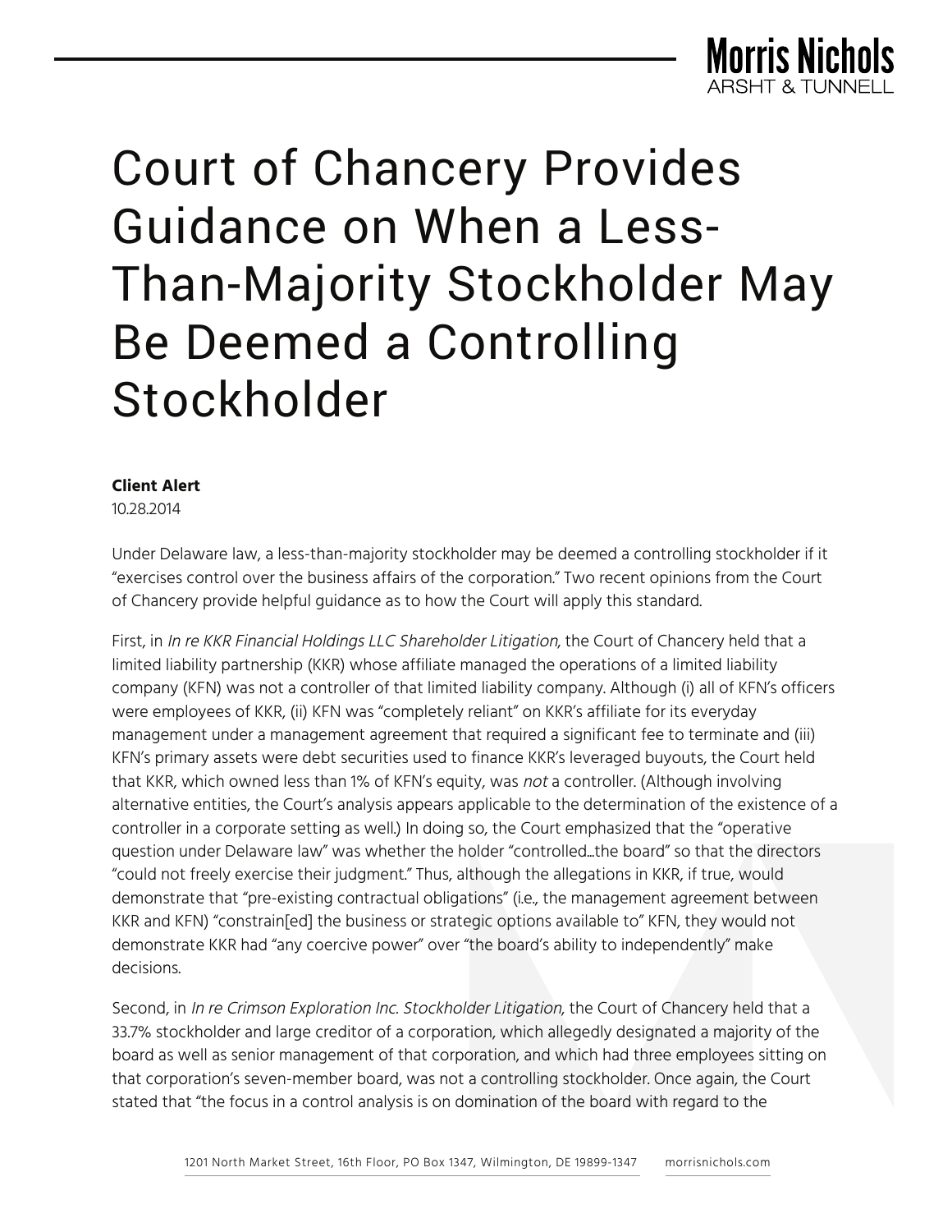# Court of Chancery Provides Guidance on When a Less-Than-Majority Stockholder May Be Deemed a Controlling Stockholder

**Client Alert**
10.28.2014

Under Delaware law, a less-than-majority stockholder may be deemed a controlling stockholder if it "exercises control over the business affairs of the corporation." Two recent opinions from the Court of Chancery provide helpful guidance as to how the Court will apply this standard.

First, in *In re KKR Financial Holdings LLC Shareholder Litigation*, the Court of Chancery held that a limited liability partnership (KKR) whose affiliate managed the operations of a limited liability company (KFN) was not a controller of that limited liability company. Although (i) all of KFN's officers were employees of KKR, (ii) KFN was "completely reliant" on KKR's affiliate for its everyday management under a management agreement that required a significant fee to terminate and (iii) KFN's primary assets were debt securities used to finance KKR's leveraged buyouts, the Court held that KKR, which owned less than 1% of KFN's equity, was *not* a controller. (Although involving alternative entities, the Court's analysis appears applicable to the determination of the existence of a controller in a corporate setting as well.) In doing so, the Court emphasized that the "operative question under Delaware law" was whether the holder "controlled…the board" so that the directors "could not freely exercise their judgment." Thus, although the allegations in KKR, if true, would demonstrate that "pre-existing contractual obligations" (i.e., the management agreement between KKR and KFN) "constrain[ed] the business or strategic options available to" KFN, they would not demonstrate KKR had "any coercive power" over "the board's ability to independently" make decisions.

Second, in *In re Crimson Exploration Inc. Stockholder Litigation*, the Court of Chancery held that a 33.7% stockholder and large creditor of a corporation, which allegedly designated a majority of the board as well as senior management of that corporation, and which had three employees sitting on that corporation's seven-member board, was not a controlling stockholder. Once again, the Court stated that "the focus in a control analysis is on domination of the board with regard to the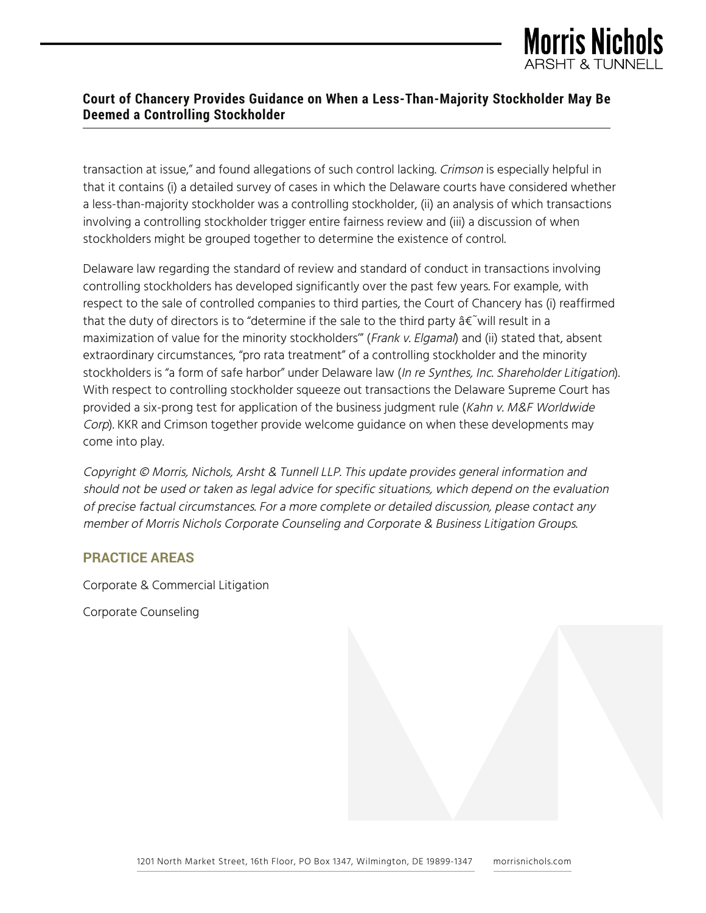transaction at issue," and found allegations of such control lacking. *Crimson* is especially helpful in that it contains (i) a detailed survey of cases in which the Delaware courts have considered whether a less-than-majority stockholder was a controlling stockholder, (ii) an analysis of which transactions involving a controlling stockholder trigger entire fairness review and (iii) a discussion of when stockholders might be grouped together to determine the existence of control.

Delaware law regarding the standard of review and standard of conduct in transactions involving controlling stockholders has developed significantly over the past few years. For example, with respect to the sale of controlled companies to third parties, the Court of Chancery has (i) reaffirmed that the duty of directors is to "determine if the sale to the third party â€˜will result in a maximization of value for the minority stockholders'" (*Frank v. Elgamal*) and (ii) stated that, absent extraordinary circumstances, "pro rata treatment" of a controlling stockholder and the minority stockholders is "a form of safe harbor" under Delaware law (*In re Synthes, Inc. Shareholder Litigation*). With respect to controlling stockholder squeeze out transactions the Delaware Supreme Court has provided a six-prong test for application of the business judgment rule (*Kahn v. M&F Worldwide Corp*). KKR and Crimson together provide welcome guidance on when these developments may come into play.

*Copyright © Morris, Nichols, Arsht & Tunnell LLP. This update provides general information and should not be used or taken as legal advice for specific situations, which depend on the evaluation of precise factual circumstances. For a more complete or detailed discussion, please contact any member of Morris Nichols Corporate Counseling and Corporate & Business Litigation Groups.*

## PRACTICE AREAS

Corporate & Commercial Litigation

Corporate Counseling